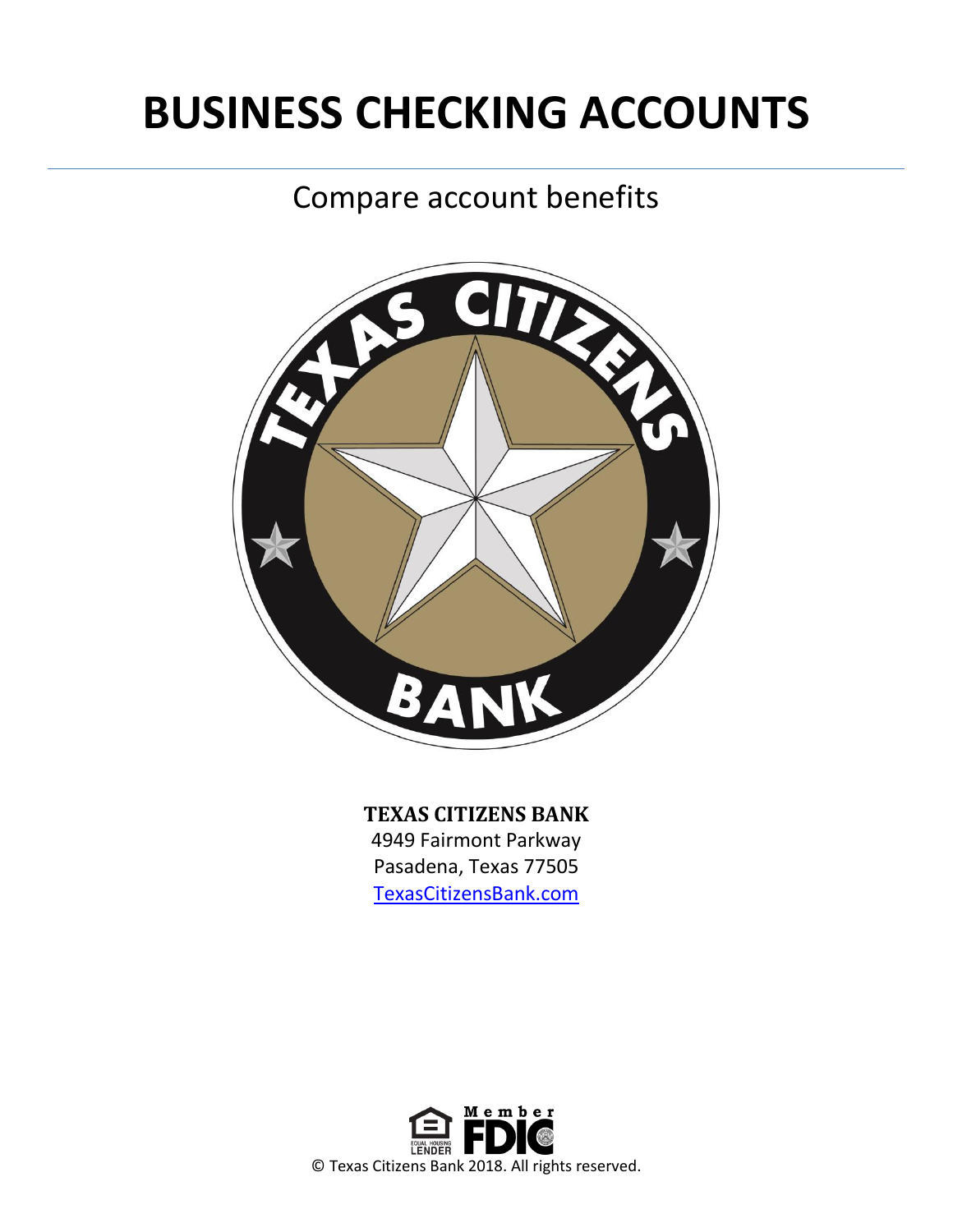# BUSINESS CHECKING ACCOUNTS

## Compare account benefits

**TEXAS CITIZENS BANK**
4949 Fairmont Parkway
Pasadena, Texas 77505
TexasCitizensBank.com

Member FDIC

EQUAL HOUSING LENDER

© Texas Citizens Bank 2018. All rights reserved.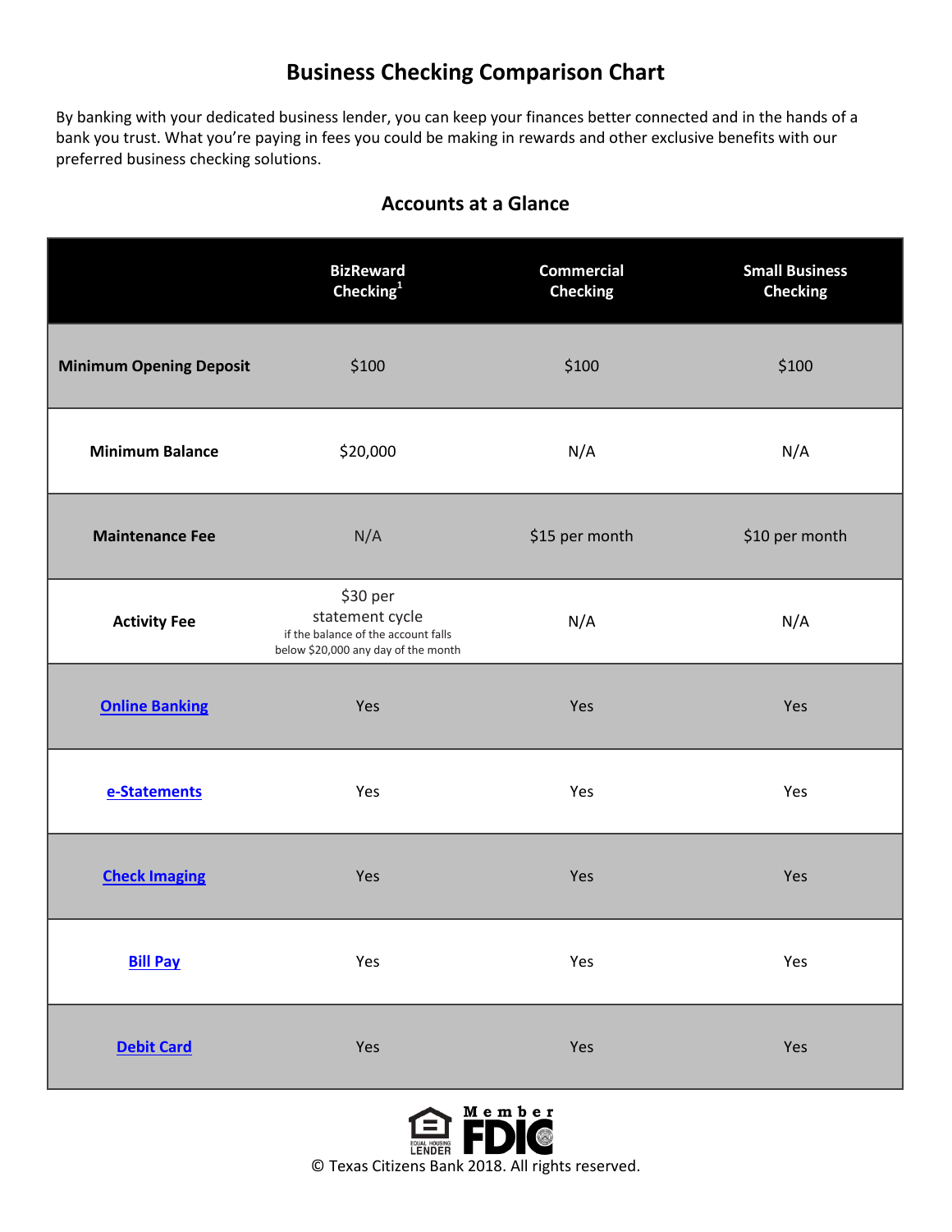# Business Checking Comparison Chart

By banking with your dedicated business lender, you can keep your finances better connected and in the hands of a bank you trust. What you're paying in fees you could be making in rewards and other exclusive benefits with our preferred business checking solutions.

## Accounts at a Glance

| | BizReward Checking[1] | Commercial Checking | Small Business Checking |
|---|---|---|---|
| **Minimum Opening Deposit** | $100 | $100 | $100 |
| **Minimum Balance** | $20,000 | N/A | N/A |
| **Maintenance Fee** | N/A | $15 per month | $10 per month |
| **Activity Fee** | $30 per statement cycle if the balance of the account falls below $20,000 any day of the month | N/A | N/A |
| **Online Banking** | Yes | Yes | Yes |
| **e-Statements** | Yes | Yes | Yes |
| **Check Imaging** | Yes | Yes | Yes |
| **Bill Pay** | Yes | Yes | Yes |
| **Debit Card** | Yes | Yes | Yes |

EQUAL HOUSING LENDER Member FDIC

© Texas Citizens Bank 2018. All rights reserved.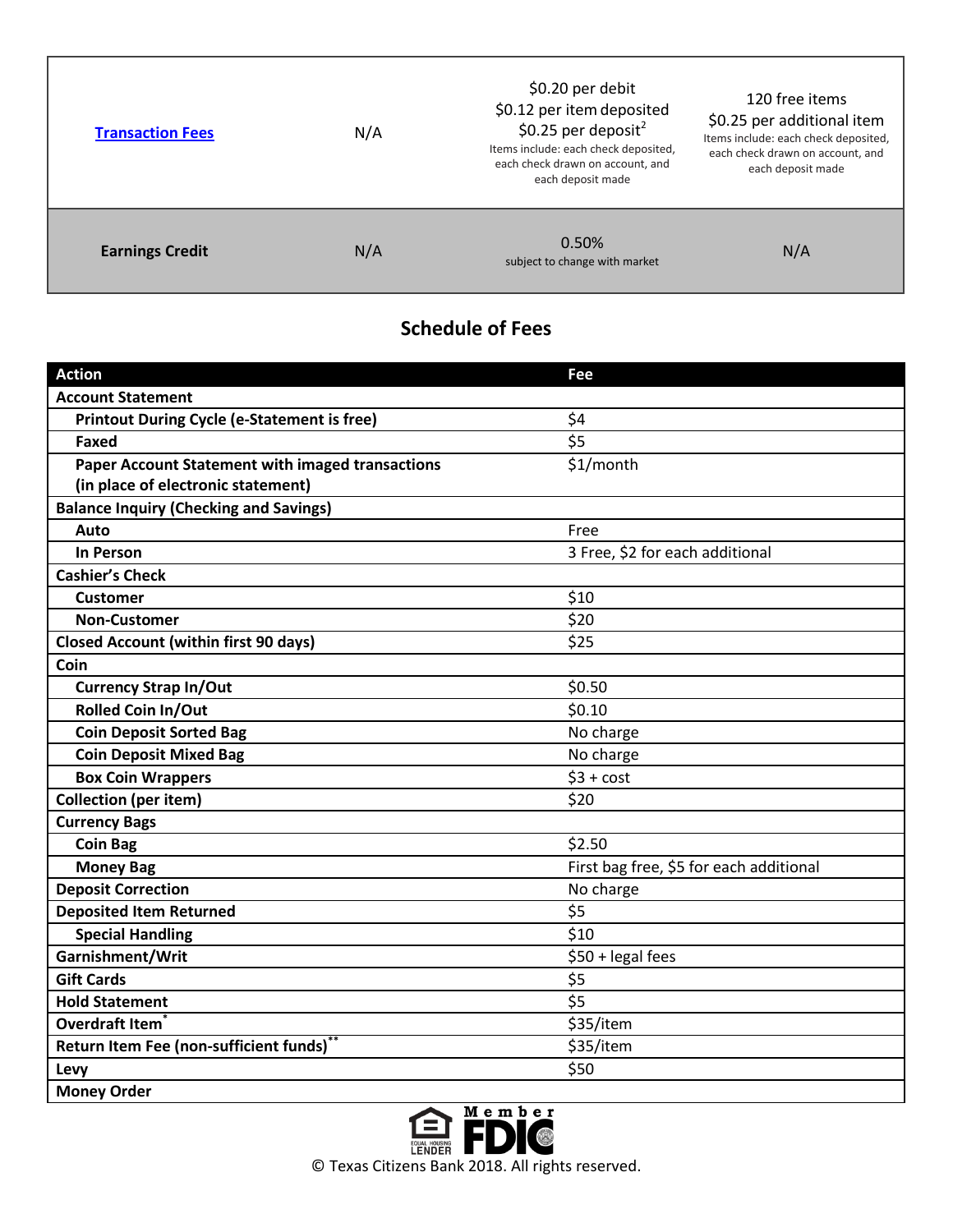| | | | |
|---|---|---|---|
| [Transaction Fees]() | N/A | $0.20 per debit<br>$0.12 per item deposited<br>$0.25 per deposit[2]<br>Items include: each check deposited, each check drawn on account, and each deposit made | 120 free items<br>$0.25 per additional item<br>Items include: each check deposited, each check drawn on account, and each deposit made |
| **Earnings Credit** | N/A | 0.50%<br>subject to change with market | N/A |

## Schedule of Fees

| Action | Fee |
|---|---|
| **Account Statement** | |
| **Printout During Cycle (e-Statement is free)** | $4 |
| **Faxed** | $5 |
| **Paper Account Statement with imaged transactions (in place of electronic statement)** | $1/month |
| **Balance Inquiry (Checking and Savings)** | |
| **Auto** | Free |
| **In Person** | 3 Free, $2 for each additional |
| **Cashier's Check** | |
| **Customer** | $10 |
| **Non-Customer** | $20 |
| **Closed Account (within first 90 days)** | $25 |
| **Coin** | |
| **Currency Strap In/Out** | $0.50 |
| **Rolled Coin In/Out** | $0.10 |
| **Coin Deposit Sorted Bag** | No charge |
| **Coin Deposit Mixed Bag** | No charge |
| **Box Coin Wrappers** | $3 + cost |
| **Collection (per item)** | $20 |
| **Currency Bags** | |
| **Coin Bag** | $2.50 |
| **Money Bag** | First bag free, $5 for each additional |
| **Deposit Correction** | No charge |
| **Deposited Item Returned** | $5 |
| **Special Handling** | $10 |
| **Garnishment/Writ** | $50 + legal fees |
| **Gift Cards** | $5 |
| **Hold Statement** | $5 |
| **Overdraft Item*** | $35/item |
| **Return Item Fee (non-sufficient funds)**** | $35/item |
| **Levy** | $50 |
| **Money Order** | |

© Texas Citizens Bank 2018. All rights reserved.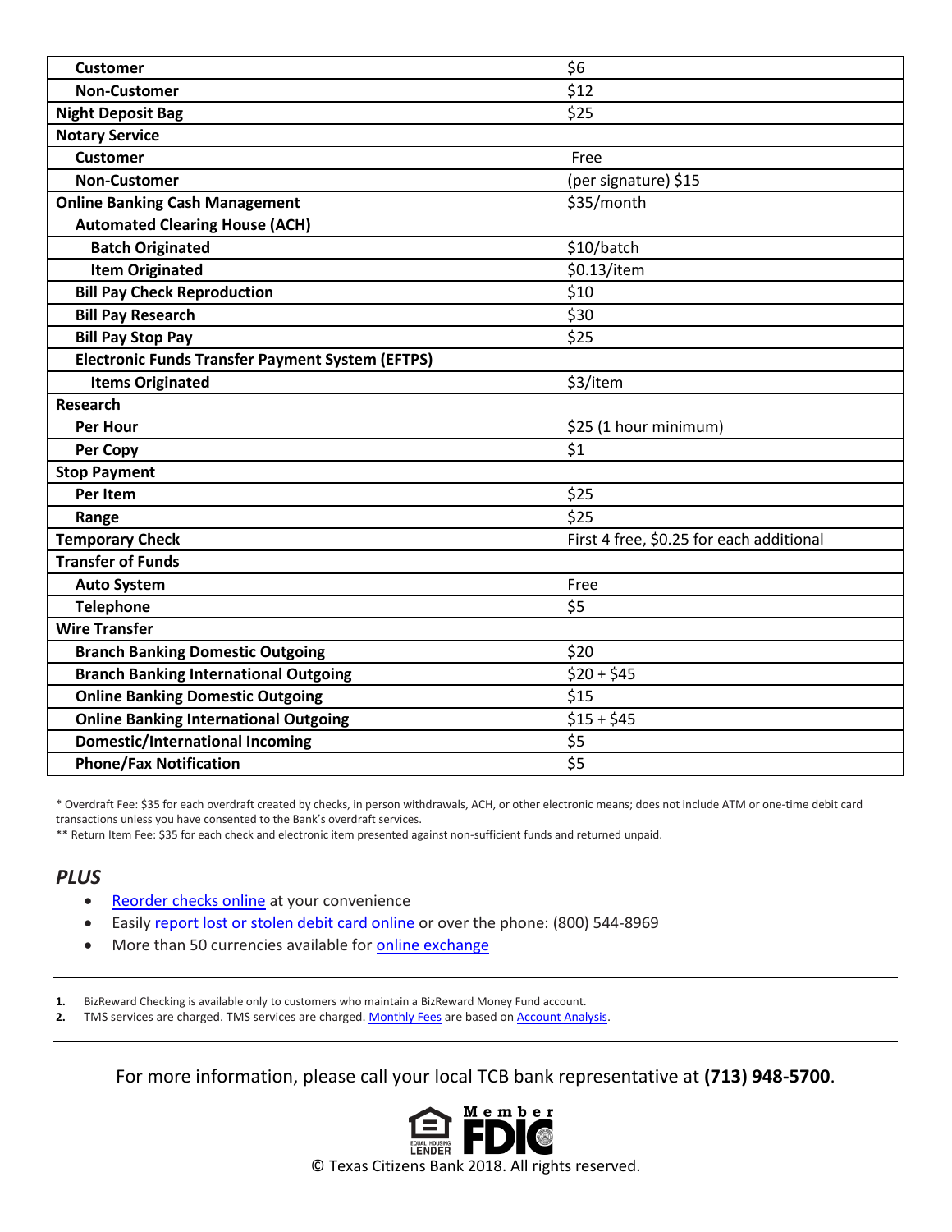| | |
|---|---|
| **Customer** | $6 |
| **Non-Customer** | $12 |
| **Night Deposit Bag** | $25 |
| **Notary Service** | |
| **Customer** | Free |
| **Non-Customer** | (per signature) $15 |
| **Online Banking Cash Management** | $35/month |
| **Automated Clearing House (ACH)** | |
| **Batch Originated** | $10/batch |
| **Item Originated** | $0.13/item |
| **Bill Pay Check Reproduction** | $10 |
| **Bill Pay Research** | $30 |
| **Bill Pay Stop Pay** | $25 |
| **Electronic Funds Transfer Payment System (EFTPS)** | |
| **Items Originated** | $3/item |
| **Research** | |
| **Per Hour** | $25 (1 hour minimum) |
| **Per Copy** | $1 |
| **Stop Payment** | |
| **Per Item** | $25 |
| **Range** | $25 |
| **Temporary Check** | First 4 free, $0.25 for each additional |
| **Transfer of Funds** | |
| **Auto System** | Free |
| **Telephone** | $5 |
| **Wire Transfer** | |
| **Branch Banking Domestic Outgoing** | $20 |
| **Branch Banking International Outgoing** | $20 + $45 |
| **Online Banking Domestic Outgoing** | $15 |
| **Online Banking International Outgoing** | $15 + $45 |
| **Domestic/International Incoming** | $5 |
| **Phone/Fax Notification** | $5 |

* Overdraft Fee: $35 for each overdraft created by checks, in person withdrawals, ACH, or other electronic means; does not include ATM or one-time debit card transactions unless you have consented to the Bank's overdraft services.

** Return Item Fee: $35 for each check and electronic item presented against non-sufficient funds and returned unpaid.

## *PLUS*

- Reorder checks online at your convenience
- Easily report lost or stolen debit card online or over the phone: (800) 544-8969
- More than 50 currencies available for online exchange

---

1. BizReward Checking is available only to customers who maintain a BizReward Money Fund account.
2. TMS services are charged. TMS services are charged. Monthly Fees are based on Account Analysis.

---

For more information, please call your local TCB bank representative at **(713) 948-5700**.

Member FDIC

EQUAL HOUSING LENDER

© Texas Citizens Bank 2018. All rights reserved.